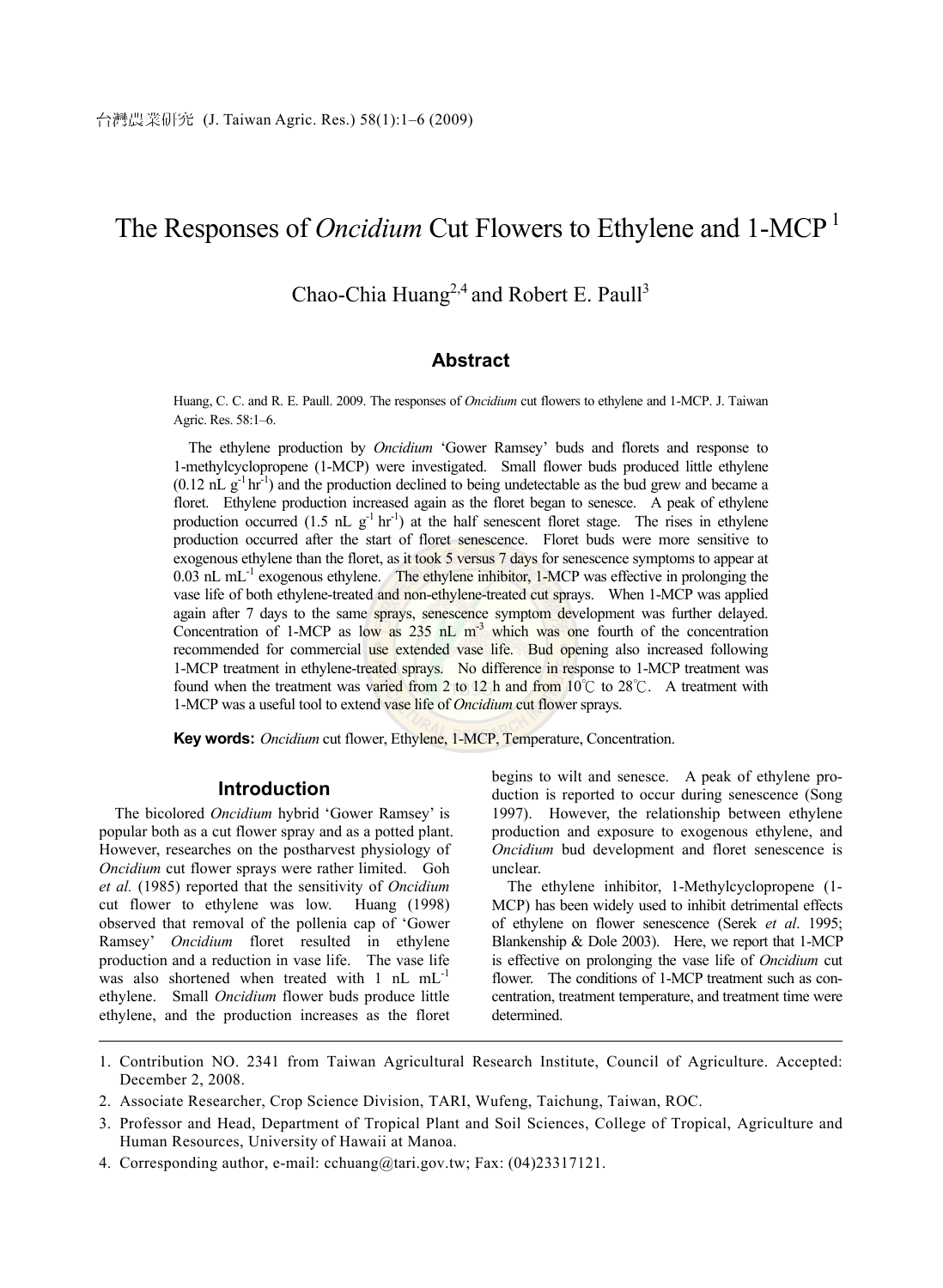# The Responses of *Oncidium* Cut Flowers to Ethylene and 1-MCP [1]

Chao-Chia Huang[2,4] and Robert E. Paull[3]

## Abstract

Huang, C. C. and R. E. Paull. 2009. The responses of *Oncidium* cut flowers to ethylene and 1-MCP. J. Taiwan Agric. Res. 58:1–6.

The ethylene production by *Oncidium* 'Gower Ramsey' buds and florets and response to 1-methylcyclopropene (1-MCP) were investigated. Small flower buds produced little ethylene (0.12 nL $g^{-1}$ $hr^{-1}$) and the production declined to being undetectable as the bud grew and became a floret. Ethylene production increased again as the floret began to senesce. A peak of ethylene production occurred (1.5 nL $g^{-1}$ $hr^{-1}$) at the half senescent floret stage. The rises in ethylene production occurred after the start of floret senescence. Floret buds were more sensitive to exogenous ethylene than the floret, as it took 5 versus 7 days for senescence symptoms to appear at 0.03 nL $mL^{-1}$ exogenous ethylene. The ethylene inhibitor, 1-MCP was effective in prolonging the vase life of both ethylene-treated and non-ethylene-treated cut sprays. When 1-MCP was applied again after 7 days to the same sprays, senescence symptom development was further delayed. Concentration of 1-MCP as low as 235 nL $m^{-3}$ which was one fourth of the concentration recommended for commercial use extended vase life. Bud opening also increased following 1-MCP treatment in ethylene-treated sprays. No difference in response to 1-MCP treatment was found when the treatment was varied from 2 to 12 h and from 10℃ to 28℃. A treatment with 1-MCP was a useful tool to extend vase life of *Oncidium* cut flower sprays.

**Key words:** *Oncidium* cut flower, Ethylene, 1-MCP, Temperature, Concentration.

## Introduction

The bicolored *Oncidium* hybrid 'Gower Ramsey' is popular both as a cut flower spray and as a potted plant. However, researches on the postharvest physiology of *Oncidium* cut flower sprays were rather limited. Goh *et al.* (1985) reported that the sensitivity of *Oncidium* cut flower to ethylene was low. Huang (1998) observed that removal of the pollenia cap of 'Gower Ramsey' *Oncidium* floret resulted in ethylene production and a reduction in vase life. The vase life was also shortened when treated with 1 nL $mL^{-1}$ ethylene. Small *Oncidium* flower buds produce little ethylene, and the production increases as the floret begins to wilt and senesce. A peak of ethylene production is reported to occur during senescence (Song 1997). However, the relationship between ethylene production and exposure to exogenous ethylene, and *Oncidium* bud development and floret senescence is unclear.

The ethylene inhibitor, 1-Methylcyclopropene (1-MCP) has been widely used to inhibit detrimental effects of ethylene on flower senescence (Serek *et al*. 1995; Blankenship & Dole 2003). Here, we report that 1-MCP is effective on prolonging the vase life of *Oncidium* cut flower. The conditions of 1-MCP treatment such as concentration, treatment temperature, and treatment time were determined.

---

1. Contribution NO. 2341 from Taiwan Agricultural Research Institute, Council of Agriculture. Accepted: December 2, 2008.
2. Associate Researcher, Crop Science Division, TARI, Wufeng, Taichung, Taiwan, ROC.
3. Professor and Head, Department of Tropical Plant and Soil Sciences, College of Tropical, Agriculture and Human Resources, University of Hawaii at Manoa.
4. Corresponding author, e-mail: cchuang@tari.gov.tw; Fax: (04)23317121.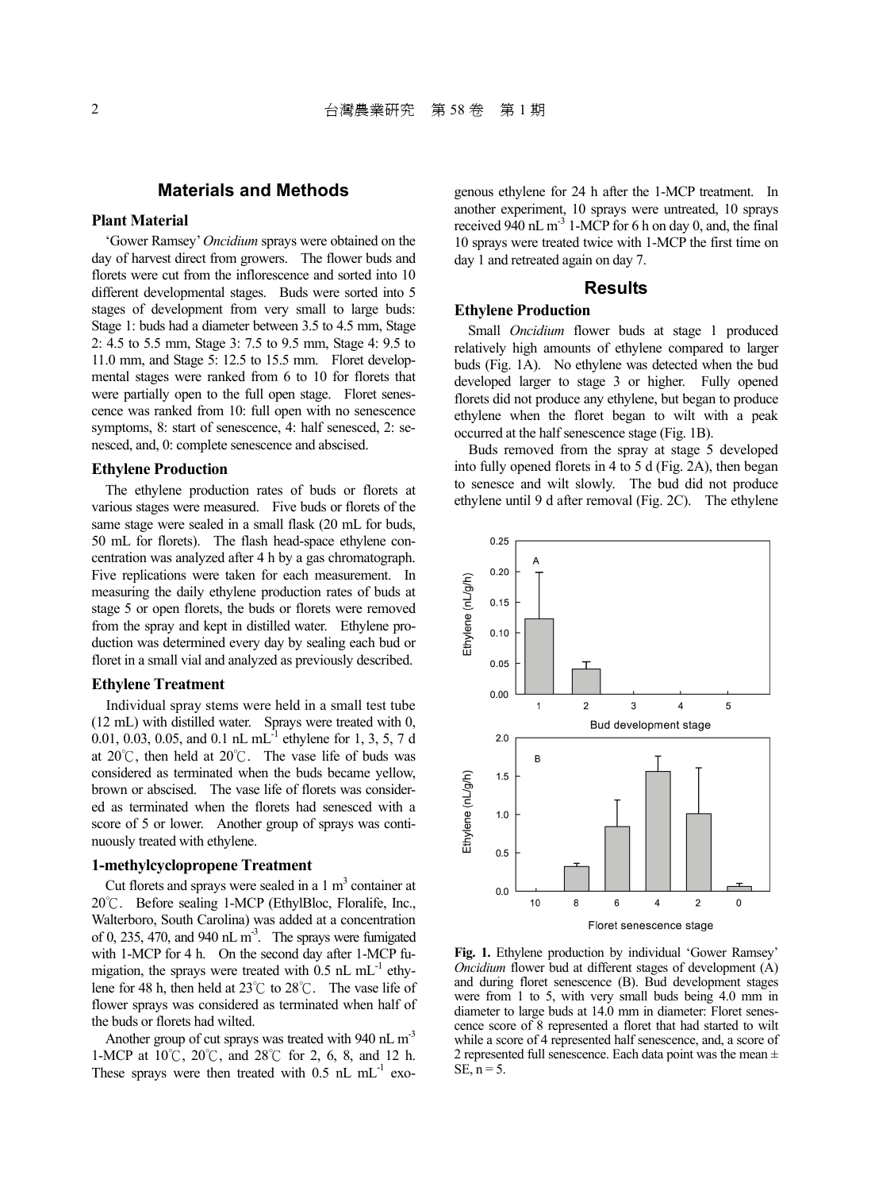## Materials and Methods

### Plant Material

'Gower Ramsey' *Oncidium* sprays were obtained on the day of harvest direct from growers. The flower buds and florets were cut from the inflorescence and sorted into 10 different developmental stages. Buds were sorted into 5 stages of development from very small to large buds: Stage 1: buds had a diameter between 3.5 to 4.5 mm, Stage 2: 4.5 to 5.5 mm, Stage 3: 7.5 to 9.5 mm, Stage 4: 9.5 to 11.0 mm, and Stage 5: 12.5 to 15.5 mm. Floret developmental stages were ranked from 6 to 10 for florets that were partially open to the full open stage. Floret senescence was ranked from 10: full open with no senescence symptoms, 8: start of senescence, 4: half senesced, 2: senesced, and, 0: complete senescence and abscised.

### Ethylene Production

The ethylene production rates of buds or florets at various stages were measured. Five buds or florets of the same stage were sealed in a small flask (20 mL for buds, 50 mL for florets). The flash head-space ethylene concentration was analyzed after 4 h by a gas chromatograph. Five replications were taken for each measurement. In measuring the daily ethylene production rates of buds at stage 5 or open florets, the buds or florets were removed from the spray and kept in distilled water. Ethylene production was determined every day by sealing each bud or floret in a small vial and analyzed as previously described.

### Ethylene Treatment

Individual spray stems were held in a small test tube (12 mL) with distilled water. Sprays were treated with 0, 0.01, 0.03, 0.05, and 0.1 nL $mL^{-1}$ ethylene for 1, 3, 5, 7 d at 20℃, then held at 20℃. The vase life of buds was considered as terminated when the buds became yellow, brown or abscised. The vase life of florets was considered as terminated when the florets had senesced with a score of 5 or lower. Another group of sprays was continuously treated with ethylene.

### 1-methylcyclopropene Treatment

Cut florets and sprays were sealed in a 1 $m^3$ container at 20℃. Before sealing 1-MCP (EthylBloc, Floralife, Inc., Walterboro, South Carolina) was added at a concentration of 0, 235, 470, and 940 nL $m^{-3}$. The sprays were fumigated with 1-MCP for 4 h. On the second day after 1-MCP fumigation, the sprays were treated with 0.5 nL $mL^{-1}$ ethylene for 48 h, then held at 23℃ to 28℃. The vase life of flower sprays was considered as terminated when half of the buds or florets had wilted.

Another group of cut sprays was treated with 940 nL $m^{-3}$ 1-MCP at 10℃, 20℃, and 28℃ for 2, 6, 8, and 12 h. These sprays were then treated with 0.5 nL $mL^{-1}$ exogenous ethylene for 24 h after the 1-MCP treatment. In another experiment, 10 sprays were untreated, 10 sprays received 940 nL $m^{-3}$ 1-MCP for 6 h on day 0, and, the final 10 sprays were treated twice with 1-MCP the first time on day 1 and retreated again on day 7.

## Results

### Ethylene Production

Small *Oncidium* flower buds at stage 1 produced relatively high amounts of ethylene compared to larger buds (Fig. 1A). No ethylene was detected when the bud developed larger to stage 3 or higher. Fully opened florets did not produce any ethylene, but began to produce ethylene when the floret began to wilt with a peak occurred at the half senescence stage (Fig. 1B).

Buds removed from the spray at stage 5 developed into fully opened florets in 4 to 5 d (Fig. 2A), then began to senesce and wilt slowly. The bud did not produce ethylene until 9 d after removal (Fig. 2C). The ethylene

**Fig. 1.** Ethylene production by individual 'Gower Ramsey' *Oncidium* flower bud at different stages of development (A) and during floret senescence (B). Bud development stages were from 1 to 5, with very small buds being 4.0 mm in diameter to large buds at 14.0 mm in diameter: Floret senescence score of 8 represented a floret that had started to wilt while a score of 4 represented half senescence, and, a score of 2 represented full senescence. Each data point was the mean ± SE, n = 5.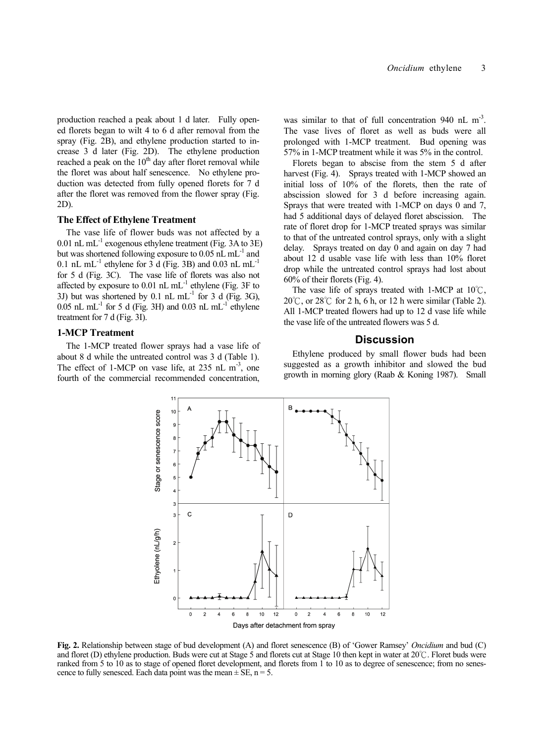production reached a peak about 1 d later. Fully opened florets began to wilt 4 to 6 d after removal from the spray (Fig. 2B), and ethylene production started to increase 3 d later (Fig. 2D). The ethylene production reached a peak on the 10[th] day after floret removal while the floret was about half senescence. No ethylene production was detected from fully opened florets for 7 d after the floret was removed from the flower spray (Fig. 2D).

### The Effect of Ethylene Treatment

The vase life of flower buds was not affected by a 0.01 nL $mL^{-1}$ exogenous ethylene treatment (Fig. 3A to 3E) but was shortened following exposure to 0.05 nL $mL^{-1}$ and 0.1 nL $mL^{-1}$ ethylene for 3 d (Fig. 3B) and 0.03 nL $mL^{-1}$ for 5 d (Fig. 3C). The vase life of florets was also not affected by exposure to 0.01 nL $mL^{-1}$ ethylene (Fig. 3F to 3J) but was shortened by 0.1 nL $mL^{-1}$ for 3 d (Fig. 3G), 0.05 nL $mL^{-1}$ for 5 d (Fig. 3H) and 0.03 nL $mL^{-1}$ ethylene treatment for 7 d (Fig. 3I).

### 1-MCP Treatment

The 1-MCP treated flower sprays had a vase life of about 8 d while the untreated control was 3 d (Table 1). The effect of 1-MCP on vase life, at 235 nL $m^{-3}$, one fourth of the commercial recommended concentration, was similar to that of full concentration 940 nL $m^{-3}$. The vase lives of floret as well as buds were all prolonged with 1-MCP treatment. Bud opening was 57% in 1-MCP treatment while it was 5% in the control.

Florets began to abscise from the stem 5 d after harvest (Fig. 4). Sprays treated with 1-MCP showed an initial loss of 10% of the florets, then the rate of abscission slowed for 3 d before increasing again. Sprays that were treated with 1-MCP on days 0 and 7, had 5 additional days of delayed floret abscission. The rate of floret drop for 1-MCP treated sprays was similar to that of the untreated control sprays, only with a slight delay. Sprays treated on day 0 and again on day 7 had about 12 d usable vase life with less than 10% floret drop while the untreated control sprays had lost about 60% of their florets (Fig. 4).

The vase life of sprays treated with 1-MCP at 10℃, 20℃, or 28℃ for 2 h, 6 h, or 12 h were similar (Table 2). All 1-MCP treated flowers had up to 12 d vase life while the vase life of the untreated flowers was 5 d.

## Discussion

Ethylene produced by small flower buds had been suggested as a growth inhibitor and slowed the bud growth in morning glory (Raab & Koning 1987). Small

**Fig. 2.** Relationship between stage of bud development (A) and floret senescence (B) of 'Gower Ramsey' *Oncidium* and bud (C) and floret (D) ethylene production. Buds were cut at Stage 5 and florets cut at Stage 10 then kept in water at 20℃. Floret buds were ranked from 5 to 10 as to stage of opened floret development, and florets from 1 to 10 as to degree of senescence; from no senescence to fully senesced. Each data point was the mean ± SE, n = 5.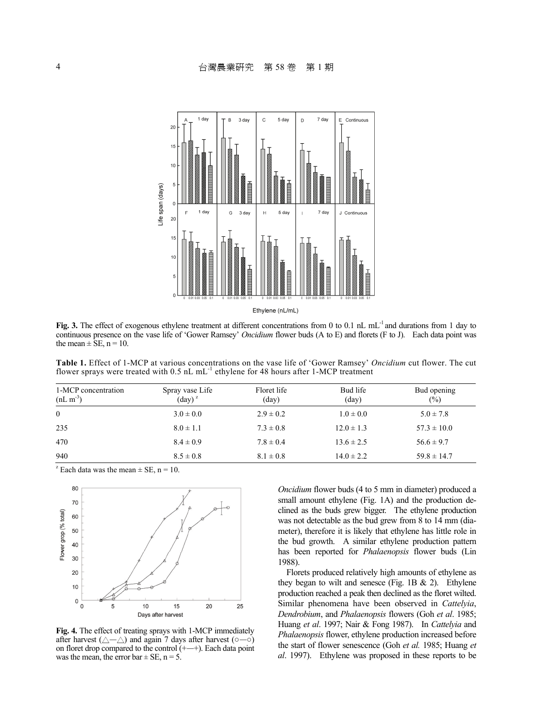Fig. 3. The effect of exogenous ethylene treatment at different concentrations from 0 to 0.1 nL $mL^{-1}$ and durations from 1 day to continuous presence on the vase life of 'Gower Ramsey' *Oncidium* flower buds (A to E) and florets (F to J). Each data point was the mean ± SE, n = 10.

**Table 1.** Effect of 1-MCP at various concentrations on the vase life of 'Gower Ramsey' *Oncidium* cut flower. The cut flower sprays were treated with 0.5 nL $mL^{-1}$ ethylene for 48 hours after 1-MCP treatment

| 1-MCP concentration (nL $m^{-3}$) | Spray vase Life (day) [z] | Floret life (day) | Bud life (day) | Bud opening (%) |
|---|---|---|---|---|
| 0 | 3.0 ± 0.0 | 2.9 ± 0.2 | 1.0 ± 0.0 | 5.0 ± 7.8 |
| 235 | 8.0 ± 1.1 | 7.3 ± 0.8 | 12.0 ± 1.3 | 57.3 ± 10.0 |
| 470 | 8.4 ± 0.9 | 7.8 ± 0.4 | 13.6 ± 2.5 | 56.6 ± 9.7 |
| 940 | 8.5 ± 0.8 | 8.1 ± 0.8 | 14.0 ± 2.2 | 59.8 ± 14.7 |

[z] Each data was the mean ± SE, n = 10.

**Fig. 4.** The effect of treating sprays with 1-MCP immediately after harvest (△—△) and again 7 days after harvest (○—○) on floret drop compared to the control (+—+). Each data point was the mean, the error bar ± SE, n = 5.

*Oncidium* flower buds (4 to 5 mm in diameter) produced a small amount ethylene (Fig. 1A) and the production declined as the buds grew bigger. The ethylene production was not detectable as the bud grew from 8 to 14 mm (diameter), therefore it is likely that ethylene has little role in the bud growth. A similar ethylene production pattern has been reported for *Phalaenopsis* flower buds (Lin 1988).

Florets produced relatively high amounts of ethylene as they began to wilt and senesce (Fig. 1B & 2). Ethylene production reached a peak then declined as the floret wilted. Similar phenomena have been observed in *Cattelyia*, *Dendrobium*, and *Phalaenopsis* flowers (Goh *et al*. 1985; Huang *et al*. 1997; Nair & Fong 1987). In *Cattelyia* and *Phalaenopsis* flower, ethylene production increased before the start of flower senescence (Goh *et al.* 1985; Huang *et al*. 1997). Ethylene was proposed in these reports to be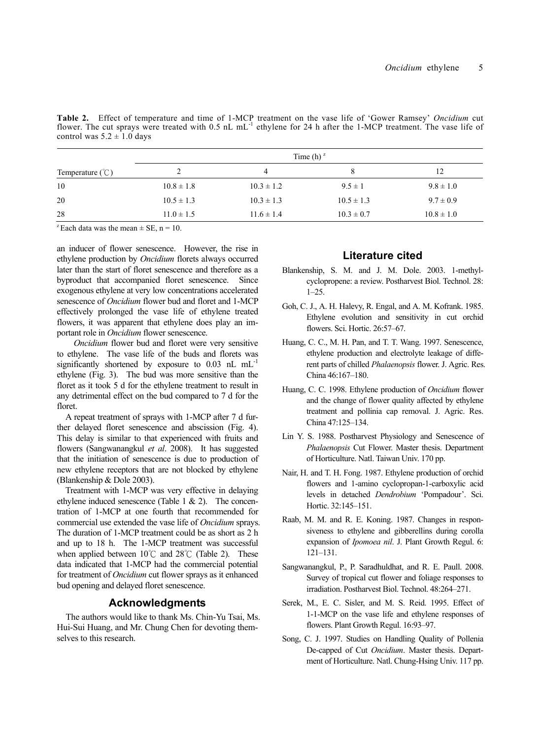**Table 2.** Effect of temperature and time of 1-MCP treatment on the vase life of 'Gower Ramsey' *Oncidium* cut flower. The cut sprays were treated with 0.5 nL $mL^{-1}$ ethylene for 24 h after the 1-MCP treatment. The vase life of control was 5.2 ± 1.0 days

| | Time (h) [z] | | | |
|---|---|---|---|---|
| Temperature (℃) | 2 | 4 | 8 | 12 |
| 10 | 10.8 ± 1.8 | 10.3 ± 1.2 | 9.5 ± 1 | 9.8 ± 1.0 |
| 20 | 10.5 ± 1.3 | 10.3 ± 1.3 | 10.5 ± 1.3 | 9.7 ± 0.9 |
| 28 | 11.0 ± 1.5 | 11.6 ± 1.4 | 10.3 ± 0.7 | 10.8 ± 1.0 |

[z] Each data was the mean ± SE, n = 10.

an inducer of flower senescence. However, the rise in ethylene production by *Oncidium* florets always occurred later than the start of floret senescence and therefore as a byproduct that accompanied floret senescence. Since exogenous ethylene at very low concentrations accelerated senescence of *Oncidium* flower bud and floret and 1-MCP effectively prolonged the vase life of ethylene treated flowers, it was apparent that ethylene does play an important role in *Oncidium* flower senescence.

*Oncidium* flower bud and floret were very sensitive to ethylene. The vase life of the buds and florets was significantly shortened by exposure to 0.03 nL $mL^{-1}$ ethylene (Fig. 3). The bud was more sensitive than the floret as it took 5 d for the ethylene treatment to result in any detrimental effect on the bud compared to 7 d for the floret.

A repeat treatment of sprays with 1-MCP after 7 d further delayed floret senescence and abscission (Fig. 4). This delay is similar to that experienced with fruits and flowers (Sangwanangkul *et al*. 2008). It has suggested that the initiation of senescence is due to production of new ethylene receptors that are not blocked by ethylene (Blankenship & Dole 2003).

Treatment with 1-MCP was very effective in delaying ethylene induced senescence (Table 1 & 2). The concentration of 1-MCP at one fourth that recommended for commercial use extended the vase life of *Oncidium* sprays. The duration of 1-MCP treatment could be as short as 2 h and up to 18 h. The 1-MCP treatment was successful when applied between 10℃ and 28℃ (Table 2). These data indicated that 1-MCP had the commercial potential for treatment of *Oncidium* cut flower sprays as it enhanced bud opening and delayed floret senescence.

## Acknowledgments

The authors would like to thank Ms. Chin-Yu Tsai, Ms. Hui-Sui Huang, and Mr. Chung Chen for devoting themselves to this research.

## Literature cited

Blankenship, S. M. and J. M. Dole. 2003. 1-methylcyclopropene: a review. Postharvest Biol. Technol. 28: 1–25.

Goh, C. J., A. H. Halevy, R. Engal, and A. M. Kofrank. 1985. Ethylene evolution and sensitivity in cut orchid flowers. Sci. Hortic. 26:57–67.

Huang, C. C., M. H. Pan, and T. T. Wang. 1997. Senescence, ethylene production and electrolyte leakage of different parts of chilled *Phalaenopsis* flower. J. Agric. Res. China 46:167–180.

Huang, C. C. 1998. Ethylene production of *Oncidium* flower and the change of flower quality affected by ethylene treatment and pollinia cap removal. J. Agric. Res. China 47:125–134.

Lin Y. S. 1988. Postharvest Physiology and Senescence of *Phalaenopsis* Cut Flower. Master thesis. Department of Horticulture. Natl. Taiwan Univ. 170 pp.

Nair, H. and T. H. Fong. 1987. Ethylene production of orchid flowers and 1-amino cyclopropan-1-carboxylic acid levels in detached *Dendrobium* 'Pompadour'. Sci. Hortic. 32:145–151.

Raab, M. M. and R. E. Koning. 1987. Changes in responsiveness to ethylene and gibberellins during corolla expansion of *Ipomoea nil*. J. Plant Growth Regul. 6: 121–131.

Sangwanangkul, P., P. Saradhuldhat, and R. E. Paull. 2008. Survey of tropical cut flower and foliage responses to irradiation. Postharvest Biol. Technol. 48:264–271.

Serek, M., E. C. Sisler, and M. S. Reid. 1995. Effect of 1-1-MCP on the vase life and ethylene responses of flowers. Plant Growth Regul. 16:93–97.

Song, C. J. 1997. Studies on Handling Quality of Pollenia De-capped of Cut *Oncidium*. Master thesis. Department of Horticulture. Natl. Chung-Hsing Univ. 117 pp.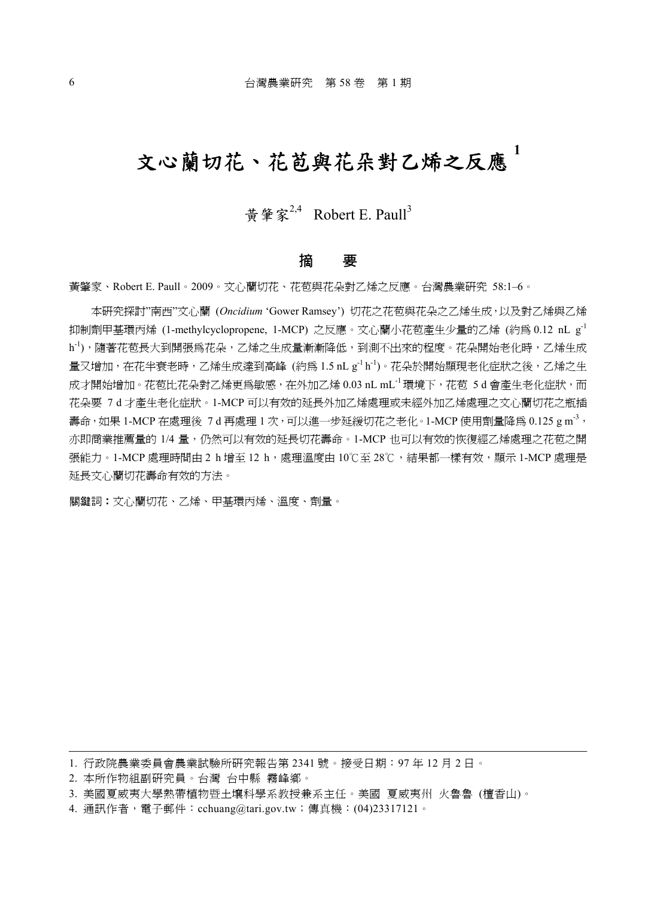# 文心蘭切花、花苞與花朵對乙烯之反應[1]

黃肇家[2,4] Robert E. Paull[3]

## 摘 要

黃肇家、Robert E. Paull。2009。文心蘭切花、花苞與花朵對乙烯之反應。台灣農業研究 58:1–6。

本研究探討"南西"文心蘭 (*Oncidium* 'Gower Ramsey') 切花之花苞與花朵之乙烯生成，以及對乙烯與乙烯抑制劑甲基環丙烯 (1-methylcyclopropene, 1-MCP) 之反應。文心蘭小花苞產生少量的乙烯 (約為 0.12 nL $g^{-1}$ $h^{-1}$)，隨著花苞長大到開張為花朵，乙烯之生成量漸漸降低，到測不出來的程度。花朵開始老化時，乙烯生成量又增加，在花半衰老時，乙烯生成達到高峰 (約為 1.5 nL $g^{-1}$ $h^{-1}$)。花朵於開始顯現老化症狀之後，乙烯之生成才開始增加。花苞比花朵對乙烯更為敏感，在外加乙烯 0.03 nL $mL^{-1}$ 環境下，花苞 5 d 會產生老化症狀，而花朵要 7 d 才產生老化症狀。1-MCP 可以有效的延長外加乙烯處理或未經外加乙烯處理之文心蘭切花之瓶插壽命，如果 1-MCP 在處理後 7 d 再處理 1 次，可以進一步延緩切花之老化。1-MCP 使用劑量降為 0.125 g $m^{-3}$，亦即商業推薦量的 1/4 量，仍然可以有效的延長切花壽命。1-MCP 也可以有效的恢復經乙烯處理之花苞之開張能力。1-MCP 處理時間由 2 h 增至 12 h，處理溫度由 10℃至 28℃，結果都一樣有效，顯示 1-MCP 處理是延長文心蘭切花壽命有效的方法。

**關鍵詞：**文心蘭切花、乙烯、甲基環丙烯、溫度、劑量。

---

1. 行政院農業委員會農業試驗所研究報告第 2341 號。接受日期：97 年 12 月 2 日。
2. 本所作物組副研究員。台灣 台中縣 霧峰鄉。
3. 美國夏威夷大學熱帶植物暨土壤科學系教授兼系主任。美國 夏威夷州 火魯魯 (檀香山)。
4. 通訊作者，電子郵件：cchuang@tari.gov.tw；傳真機：(04)23317121。